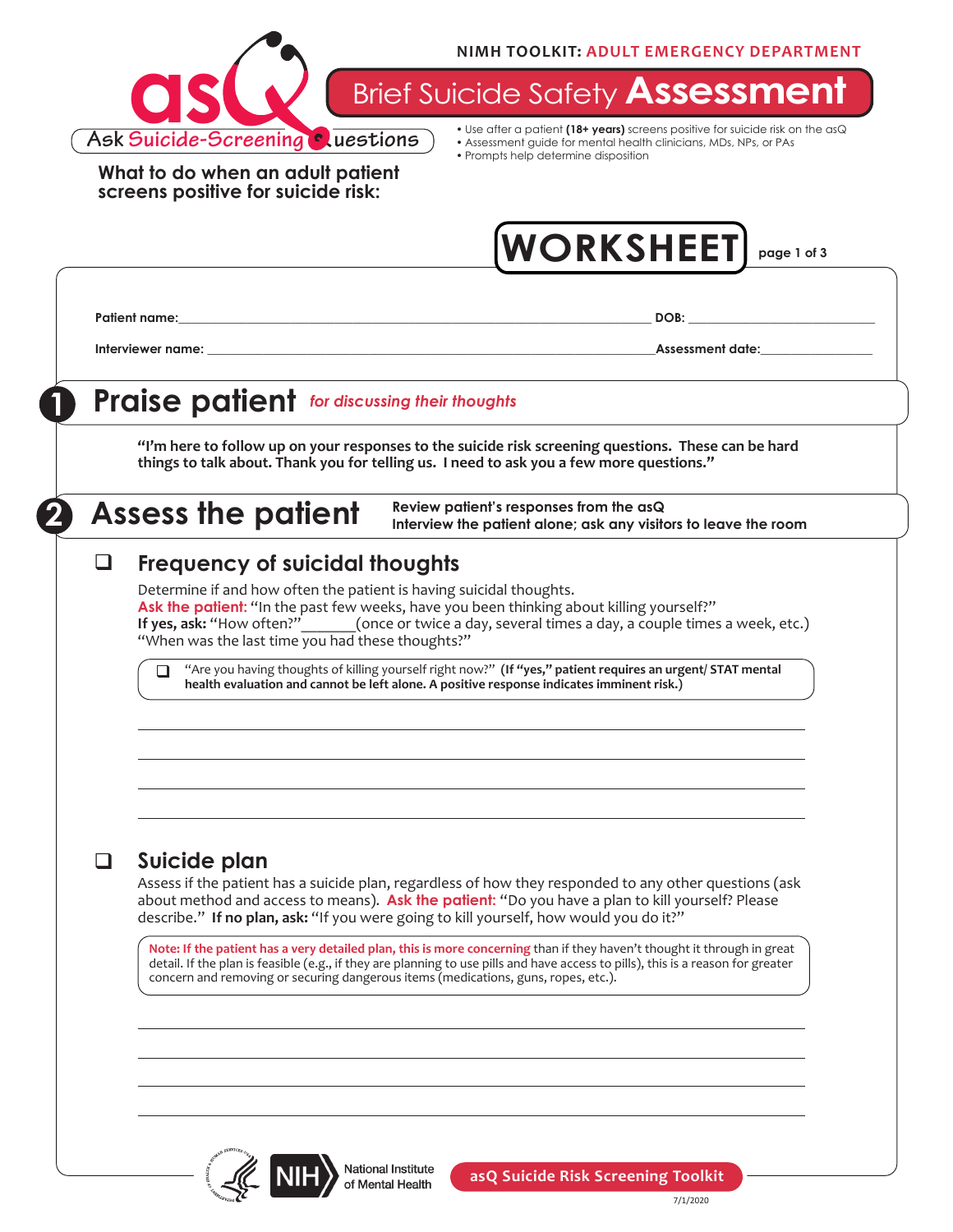NIMH TOOLKIT: ADULT EMERGENCY DEPARTMENT

asQ — Ask Suicide-Screening Questions

# Brief Suicide Safety Assessment

- Use after a patient **(18+ years)** screens positive for suicide risk on the asQ
- Assessment guide for mental health clinicians, MDs, NPs, or PAs
- Prompts help determine disposition

**What to do when an adult patient screens positive for suicide risk:**

## WORKSHEET

**Patient name:**_______________________________ **DOB:** _______________

**Interviewer name:** _______________________________ **Assessment date:**_______________

## 1 Praise patient *for discussing their thoughts*

**"I'm here to follow up on your responses to the suicide risk screening questions. These can be hard things to talk about. Thank you for telling us. I need to ask you a few more questions."**

## 2 Assess the patient

**Review patient's responses from the asQ**
**Interview the patient alone; ask any visitors to leave the room**

### ❑ Frequency of suicidal thoughts

Determine if and how often the patient is having suicidal thoughts.
**Ask the patient:** "In the past few weeks, have you been thinking about killing yourself?"
**If yes, ask:** "How often?"_______(once or twice a day, several times a day, a couple times a week, etc.)
"When was the last time you had these thoughts?"

❑ "Are you having thoughts of killing yourself right now?" **(If "yes," patient requires an urgent/ STAT mental health evaluation and cannot be left alone. A positive response indicates imminent risk.)**

_______________________________________________

_______________________________________________

_______________________________________________

_______________________________________________

### ❑ Suicide plan

Assess if the patient has a suicide plan, regardless of how they responded to any other questions (ask about method and access to means). **Ask the patient:** "Do you have a plan to kill yourself? Please describe." **If no plan, ask:** "If you were going to kill yourself, how would you do it?"

**Note: If the patient has a very detailed plan, this is more concerning** than if they haven't thought it through in great detail. If the plan is feasible (e.g., if they are planning to use pills and have access to pills), this is a reason for greater concern and removing or securing dangerous items (medications, guns, ropes, etc.).

_______________________________________________

_______________________________________________

_______________________________________________

_______________________________________________

National Institute of Mental Health

asQ Suicide Risk Screening Toolkit

7/1/2020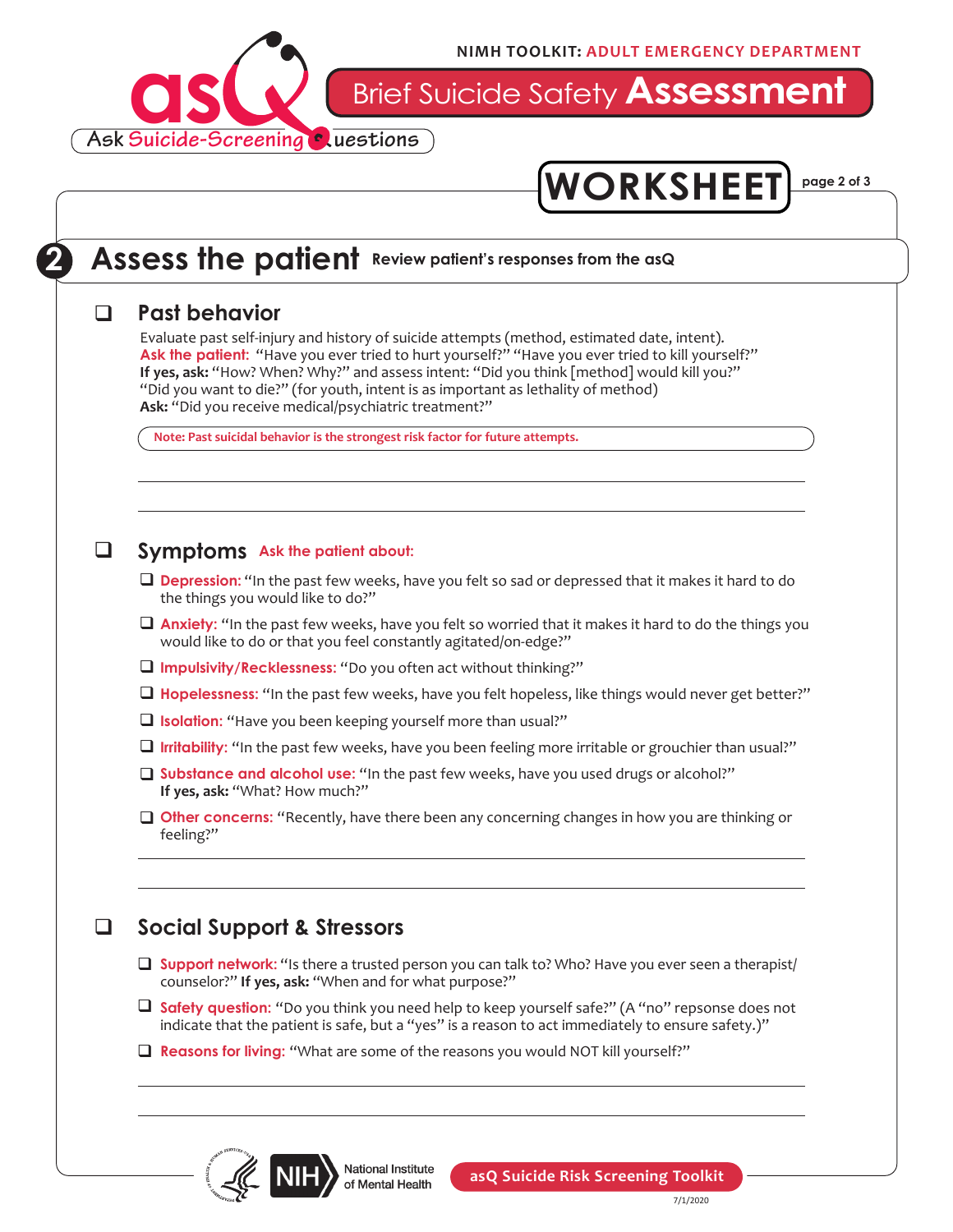## 2 Assess the patient

**Review patient's responses from the asQ**

### ❑ Past behavior

Evaluate past self-injury and history of suicide attempts (method, estimated date, intent).
**Ask the patient:** "Have you ever tried to hurt yourself?" "Have you ever tried to kill yourself?"
**If yes, ask:** "How? When? Why?" and assess intent: "Did you think [method] would kill you?"
"Did you want to die?" (for youth, intent is as important as lethality of method)
**Ask:** "Did you receive medical/psychiatric treatment?"

**Note: Past suicidal behavior is the strongest risk factor for future attempts.**

### ❑ Symptoms

**Ask the patient about:**

- ❑ **Depression:** "In the past few weeks, have you felt so sad or depressed that it makes it hard to do the things you would like to do?"
- ❑ **Anxiety:** "In the past few weeks, have you felt so worried that it makes it hard to do the things you would like to do or that you feel constantly agitated/on-edge?"
- ❑ **Impulsivity/Recklessness:** "Do you often act without thinking?"
- ❑ **Hopelessness:** "In the past few weeks, have you felt hopeless, like things would never get better?"
- ❑ **Isolation:** "Have you been keeping yourself more than usual?"
- ❑ **Irritability:** "In the past few weeks, have you been feeling more irritable or grouchier than usual?"
- ❑ **Substance and alcohol use:** "In the past few weeks, have you used drugs or alcohol?"
  **If yes, ask:** "What? How much?"
- ❑ **Other concerns:** "Recently, have there been any concerning changes in how you are thinking or feeling?"

### ❑ Social Support & Stressors

- ❑ **Support network:** "Is there a trusted person you can talk to? Who? Have you ever seen a therapist/counselor?" **If yes, ask:** "When and for what purpose?"
- ❑ **Safety question:** "Do you think you need help to keep yourself safe?" (A "no" repsonse does not indicate that the patient is safe, but a "yes" is a reason to act immediately to ensure safety.)"
- ❑ **Reasons for living:** "What are some of the reasons you would NOT kill yourself?"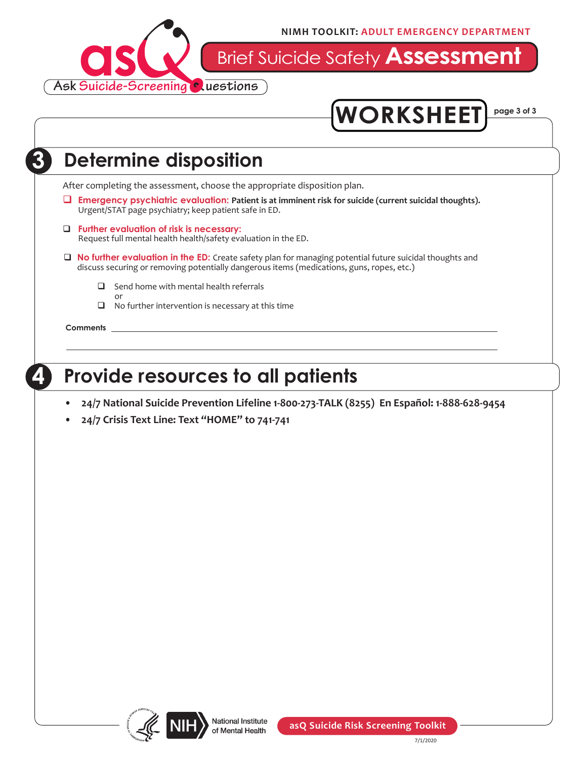NIMH TOOLKIT: ADULT EMERGENCY DEPARTMENT

# Brief Suicide Safety **Assessment**

asQ Ask Suicide-Screening Questions

**WORKSHEET**

## 3 Determine disposition

After completing the assessment, choose the appropriate disposition plan.

- ❑ **Emergency psychiatric evaluation:** **Patient is at imminent risk for suicide (current suicidal thoughts).** Urgent/STAT page psychiatry; keep patient safe in ED.
- ❑ **Further evaluation of risk is necessary:** Request full mental health health/safety evaluation in the ED.
- ❑ **No further evaluation in the ED:** Create safety plan for managing potential future suicidal thoughts and discuss securing or removing potentially dangerous items (medications, guns, ropes, etc.)
  - ❑ Send home with mental health referrals
    or
  - ❑ No further intervention is necessary at this time

**Comments** ________________________________________________

________________________________________________

## 4 Provide resources to all patients

- **24/7 National Suicide Prevention Lifeline 1-800-273-TALK (8255) En Español: 1-888-628-9454**
- **24/7 Crisis Text Line: Text "HOME" to 741-741**

NIH National Institute of Mental Health

asQ Suicide Risk Screening Toolkit

7/1/2020